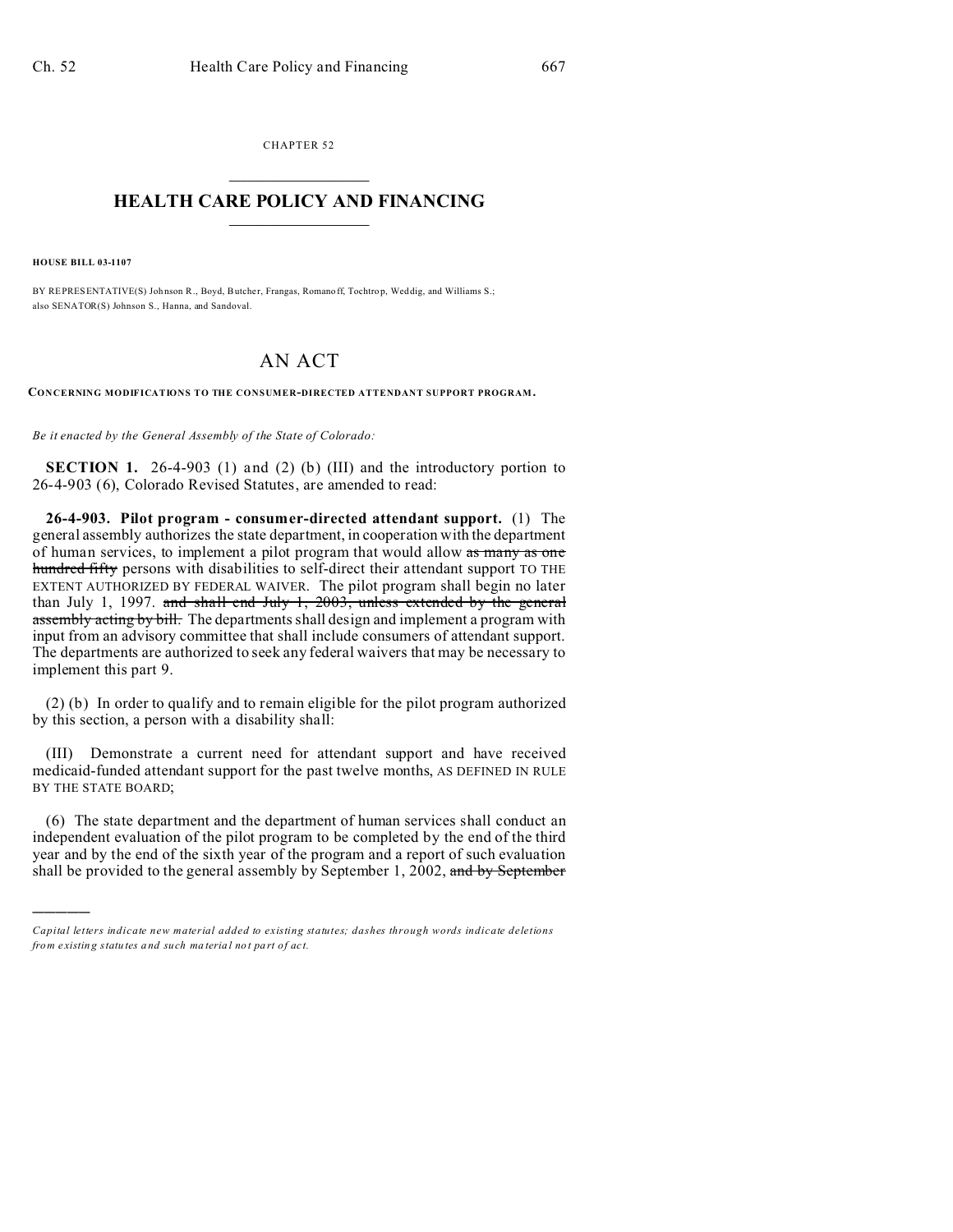CHAPTER 52

# HEALTH CARE POLICY AND FINANCING

**HOUSE BILL 03-1107**

BY REPRESENTATIVE(S) Johnson R., Boyd, Butcher, Frangas, Romanoff, Tochtrop, Weddig, and Williams S.; also SENATOR(S) Johnson S., Hanna, and Sandoval.

## AN ACT

**CONCERNING MODIFICATIONS TO THE CONSUMER-DIRECTED ATTENDANT SUPPORT PROGRAM.**

*Be it enacted by the General Assembly of the State of Colorado:*

**SECTION 1.** 26-4-903 (1) and (2) (b) (III) and the introductory portion to 26-4-903 (6), Colorado Revised Statutes, are amended to read:

**26-4-903. Pilot program - consumer-directed attendant support.** (1) The general assembly authorizes the state department, in cooperation with the department of human services, to implement a pilot program that would allow ~~as many as one hundred fifty~~ persons with disabilities to self-direct their attendant support TO THE EXTENT AUTHORIZED BY FEDERAL WAIVER. The pilot program shall begin no later than July 1, 1997. ~~and shall end July 1, 2003, unless extended by the general assembly acting by bill.~~ The departments shall design and implement a program with input from an advisory committee that shall include consumers of attendant support. The departments are authorized to seek any federal waivers that may be necessary to implement this part 9.

(2) (b) In order to qualify and to remain eligible for the pilot program authorized by this section, a person with a disability shall:

(III) Demonstrate a current need for attendant support and have received medicaid-funded attendant support for the past twelve months, AS DEFINED IN RULE BY THE STATE BOARD;

(6) The state department and the department of human services shall conduct an independent evaluation of the pilot program to be completed by the end of the third year and by the end of the sixth year of the program and a report of such evaluation shall be provided to the general assembly by September 1, 2002, ~~and by September~~

---

*Capital letters indicate new material added to existing statutes; dashes through words indicate deletions from existing statutes and such material not part of act.*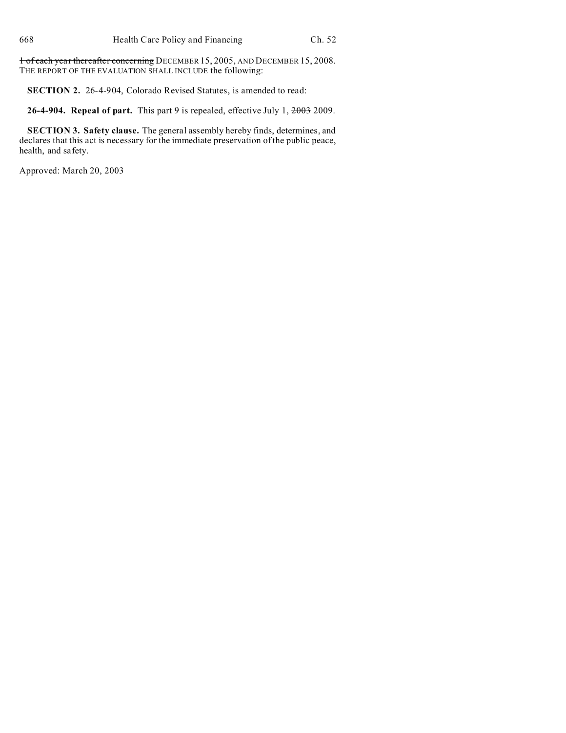~~1 of each year thereafter concerning~~ DECEMBER 15, 2005, AND DECEMBER 15, 2008. THE REPORT OF THE EVALUATION SHALL INCLUDE the following:

**SECTION 2.** 26-4-904, Colorado Revised Statutes, is amended to read:

**26-4-904. Repeal of part.** This part 9 is repealed, effective July 1, ~~2003~~ 2009.

**SECTION 3. Safety clause.** The general assembly hereby finds, determines, and declares that this act is necessary for the immediate preservation of the public peace, health, and safety.

Approved: March 20, 2003